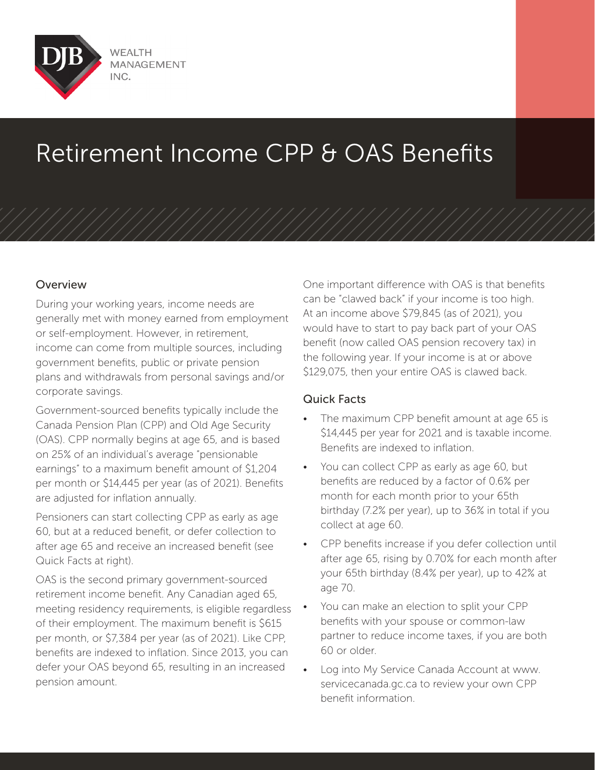DJB WEALTH MANAGEMENT INC.

# Retirement Income CPP & OAS Benefits

## Overview

During your working years, income needs are generally met with money earned from employment or self-employment. However, in retirement, income can come from multiple sources, including government benefits, public or private pension plans and withdrawals from personal savings and/or corporate savings.

Government-sourced benefits typically include the Canada Pension Plan (CPP) and Old Age Security (OAS). CPP normally begins at age 65, and is based on 25% of an individual's average "pensionable earnings" to a maximum benefit amount of $1,204 per month or $14,445 per year (as of 2021). Benefits are adjusted for inflation annually.

Pensioners can start collecting CPP as early as age 60, but at a reduced benefit, or defer collection to after age 65 and receive an increased benefit (see Quick Facts at right).

OAS is the second primary government-sourced retirement income benefit. Any Canadian aged 65, meeting residency requirements, is eligible regardless of their employment. The maximum benefit is $615 per month, or $7,384 per year (as of 2021). Like CPP, benefits are indexed to inflation. Since 2013, you can defer your OAS beyond 65, resulting in an increased pension amount.

One important difference with OAS is that benefits can be "clawed back" if your income is too high. At an income above $79,845 (as of 2021), you would have to start to pay back part of your OAS benefit (now called OAS pension recovery tax) in the following year. If your income is at or above $129,075, then your entire OAS is clawed back.

## Quick Facts

- The maximum CPP benefit amount at age 65 is $14,445 per year for 2021 and is taxable income. Benefits are indexed to inflation.
- You can collect CPP as early as age 60, but benefits are reduced by a factor of 0.6% per month for each month prior to your 65th birthday (7.2% per year), up to 36% in total if you collect at age 60.
- CPP benefits increase if you defer collection until after age 65, rising by 0.70% for each month after your 65th birthday (8.4% per year), up to 42% at age 70.
- You can make an election to split your CPP benefits with your spouse or common-law partner to reduce income taxes, if you are both 60 or older.
- Log into My Service Canada Account at www.servicecanada.gc.ca to review your own CPP benefit information.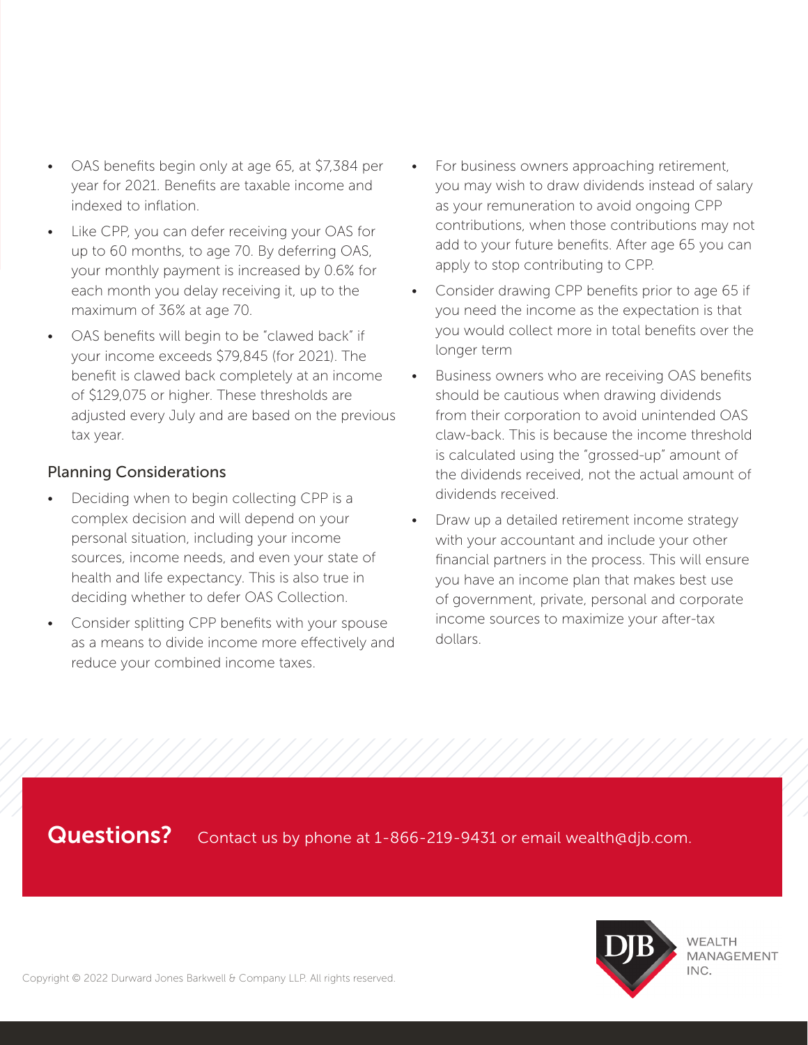- OAS benefits begin only at age 65, at $7,384 per year for 2021. Benefits are taxable income and indexed to inflation.
- Like CPP, you can defer receiving your OAS for up to 60 months, to age 70. By deferring OAS, your monthly payment is increased by 0.6% for each month you delay receiving it, up to the maximum of 36% at age 70.
- OAS benefits will begin to be "clawed back" if your income exceeds $79,845 (for 2021). The benefit is clawed back completely at an income of $129,075 or higher. These thresholds are adjusted every July and are based on the previous tax year.

### Planning Considerations

- Deciding when to begin collecting CPP is a complex decision and will depend on your personal situation, including your income sources, income needs, and even your state of health and life expectancy. This is also true in deciding whether to defer OAS Collection.
- Consider splitting CPP benefits with your spouse as a means to divide income more effectively and reduce your combined income taxes.
- For business owners approaching retirement, you may wish to draw dividends instead of salary as your remuneration to avoid ongoing CPP contributions, when those contributions may not add to your future benefits. After age 65 you can apply to stop contributing to CPP.
- Consider drawing CPP benefits prior to age 65 if you need the income as the expectation is that you would collect more in total benefits over the longer term
- Business owners who are receiving OAS benefits should be cautious when drawing dividends from their corporation to avoid unintended OAS claw-back. This is because the income threshold is calculated using the "grossed-up" amount of the dividends received, not the actual amount of dividends received.
- Draw up a detailed retirement income strategy with your accountant and include your other financial partners in the process. This will ensure you have an income plan that makes best use of government, private, personal and corporate income sources to maximize your after-tax dollars.

**Questions?** Contact us by phone at 1-866-219-9431 or email wealth@djb.com.

DJB WEALTH MANAGEMENT INC.

Copyright © 2022 Durward Jones Barkwell & Company LLP. All rights reserved.